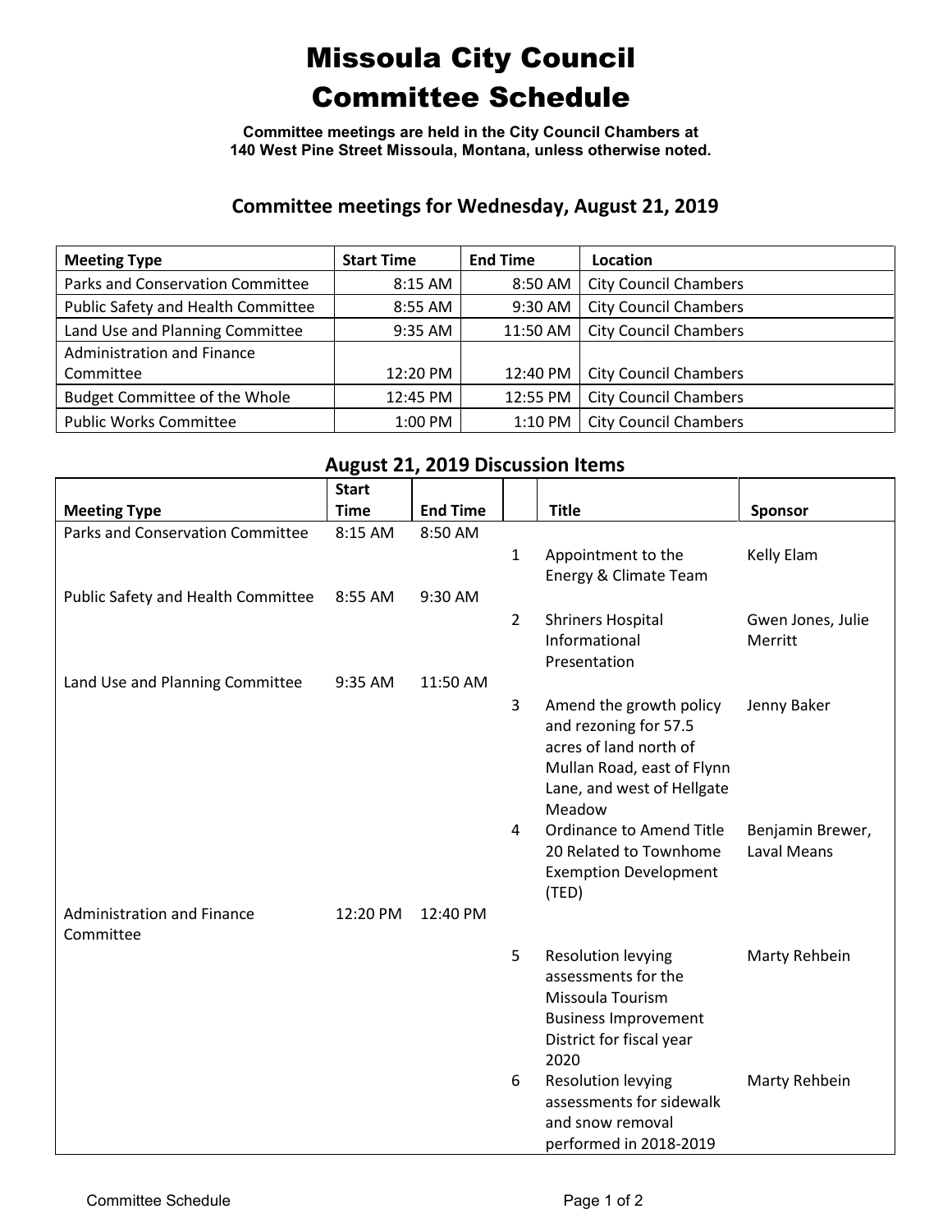# Missoula City Council Committee Schedule

**Committee meetings are held in the City Council Chambers at 140 West Pine Street Missoula, Montana, unless otherwise noted.**

## Committee meetings for Wednesday, August 21, 2019

| Meeting Type | Start Time | End Time | Location |
|---|---|---|---|
| Parks and Conservation Committee | 8:15 AM | 8:50 AM | City Council Chambers |
| Public Safety and Health Committee | 8:55 AM | 9:30 AM | City Council Chambers |
| Land Use and Planning Committee | 9:35 AM | 11:50 AM | City Council Chambers |
| Administration and Finance Committee | 12:20 PM | 12:40 PM | City Council Chambers |
| Budget Committee of the Whole | 12:45 PM | 12:55 PM | City Council Chambers |
| Public Works Committee | 1:00 PM | 1:10 PM | City Council Chambers |

## August 21, 2019 Discussion Items

| Meeting Type | Start Time | End Time | | Title | Sponsor |
|---|---|---|---|---|---|
| Parks and Conservation Committee | 8:15 AM | 8:50 AM | | | |
| | | | 1 | Appointment to the Energy & Climate Team | Kelly Elam |
| Public Safety and Health Committee | 8:55 AM | 9:30 AM | | | |
| | | | 2 | Shriners Hospital Informational Presentation | Gwen Jones, Julie Merritt |
| Land Use and Planning Committee | 9:35 AM | 11:50 AM | | | |
| | | | 3 | Amend the growth policy and rezoning for 57.5 acres of land north of Mullan Road, east of Flynn Lane, and west of Hellgate Meadow | Jenny Baker |
| | | | 4 | Ordinance to Amend Title 20 Related to Townhome Exemption Development (TED) | Benjamin Brewer, Laval Means |
| Administration and Finance Committee | 12:20 PM | 12:40 PM | | | |
| | | | 5 | Resolution levying assessments for the Missoula Tourism Business Improvement District for fiscal year 2020 | Marty Rehbein |
| | | | 6 | Resolution levying assessments for sidewalk and snow removal performed in 2018-2019 | Marty Rehbein |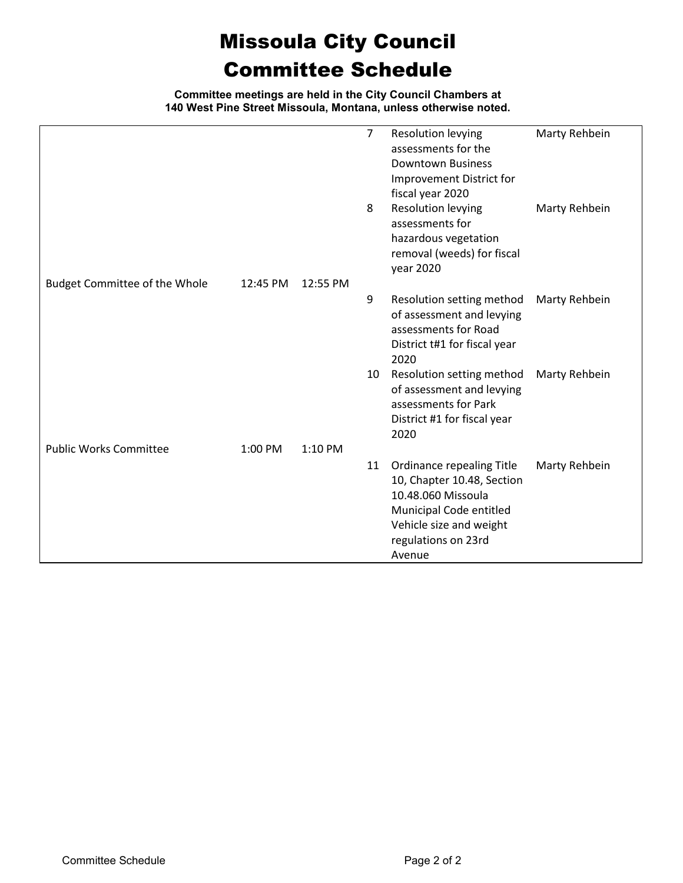# Missoula City Council
# Committee Schedule

**Committee meetings are held in the City Council Chambers at 140 West Pine Street Missoula, Montana, unless otherwise noted.**

| | | | | | |
|---|---|---|---|---|---|
| | | | 7 | Resolution levying assessments for the Downtown Business Improvement District for fiscal year 2020 | Marty Rehbein |
| | | | 8 | Resolution levying assessments for hazardous vegetation removal (weeds) for fiscal year 2020 | Marty Rehbein |
| Budget Committee of the Whole | 12:45 PM | 12:55 PM | | | |
| | | | 9 | Resolution setting method of assessment and levying assessments for Road District t#1 for fiscal year 2020 | Marty Rehbein |
| | | | 10 | Resolution setting method of assessment and levying assessments for Park District #1 for fiscal year 2020 | Marty Rehbein |
| Public Works Committee | 1:00 PM | 1:10 PM | | | |
| | | | 11 | Ordinance repealing Title 10, Chapter 10.48, Section 10.48.060 Missoula Municipal Code entitled Vehicle size and weight regulations on 23rd Avenue | Marty Rehbein |